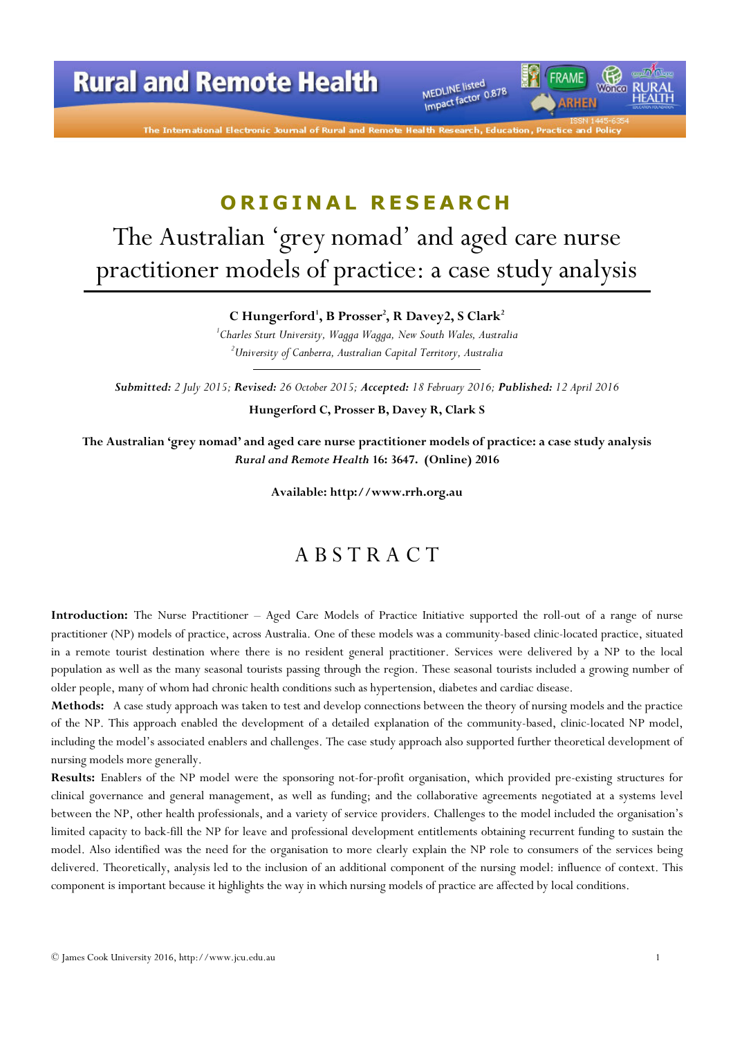ORIGINAL RESEARCH

# The Australian 'grey nomad' and aged care nurse practitioner models of practice: a case study analysis

**C Hungerford**[1], **B Prosser**[2], **R Davey2**, **S Clark**[2]

[1]*Charles Sturt University, Wagga Wagga, New South Wales, Australia*

[2]*University of Canberra, Australian Capital Territory, Australia*

***Submitted:*** *2 July 2015;* ***Revised:*** *26 October 2015;* ***Accepted:*** *18 February 2016;* ***Published:*** *12 April 2016*

**Hungerford C, Prosser B, Davey R, Clark S**

**The Australian 'grey nomad' and aged care nurse practitioner models of practice: a case study analysis**
***Rural and Remote Health*** **16: 3647. (Online) 2016**

**Available: http://www.rrh.org.au**

## ABSTRACT

**Introduction:** The Nurse Practitioner – Aged Care Models of Practice Initiative supported the roll-out of a range of nurse practitioner (NP) models of practice, across Australia. One of these models was a community-based clinic-located practice, situated in a remote tourist destination where there is no resident general practitioner. Services were delivered by a NP to the local population as well as the many seasonal tourists passing through the region. These seasonal tourists included a growing number of older people, many of whom had chronic health conditions such as hypertension, diabetes and cardiac disease.

**Methods:** A case study approach was taken to test and develop connections between the theory of nursing models and the practice of the NP. This approach enabled the development of a detailed explanation of the community-based, clinic-located NP model, including the model's associated enablers and challenges. The case study approach also supported further theoretical development of nursing models more generally.

**Results:** Enablers of the NP model were the sponsoring not-for-profit organisation, which provided pre-existing structures for clinical governance and general management, as well as funding; and the collaborative agreements negotiated at a systems level between the NP, other health professionals, and a variety of service providers. Challenges to the model included the organisation's limited capacity to back-fill the NP for leave and professional development entitlements obtaining recurrent funding to sustain the model. Also identified was the need for the organisation to more clearly explain the NP role to consumers of the services being delivered. Theoretically, analysis led to the inclusion of an additional component of the nursing model: influence of context. This component is important because it highlights the way in which nursing models of practice are affected by local conditions.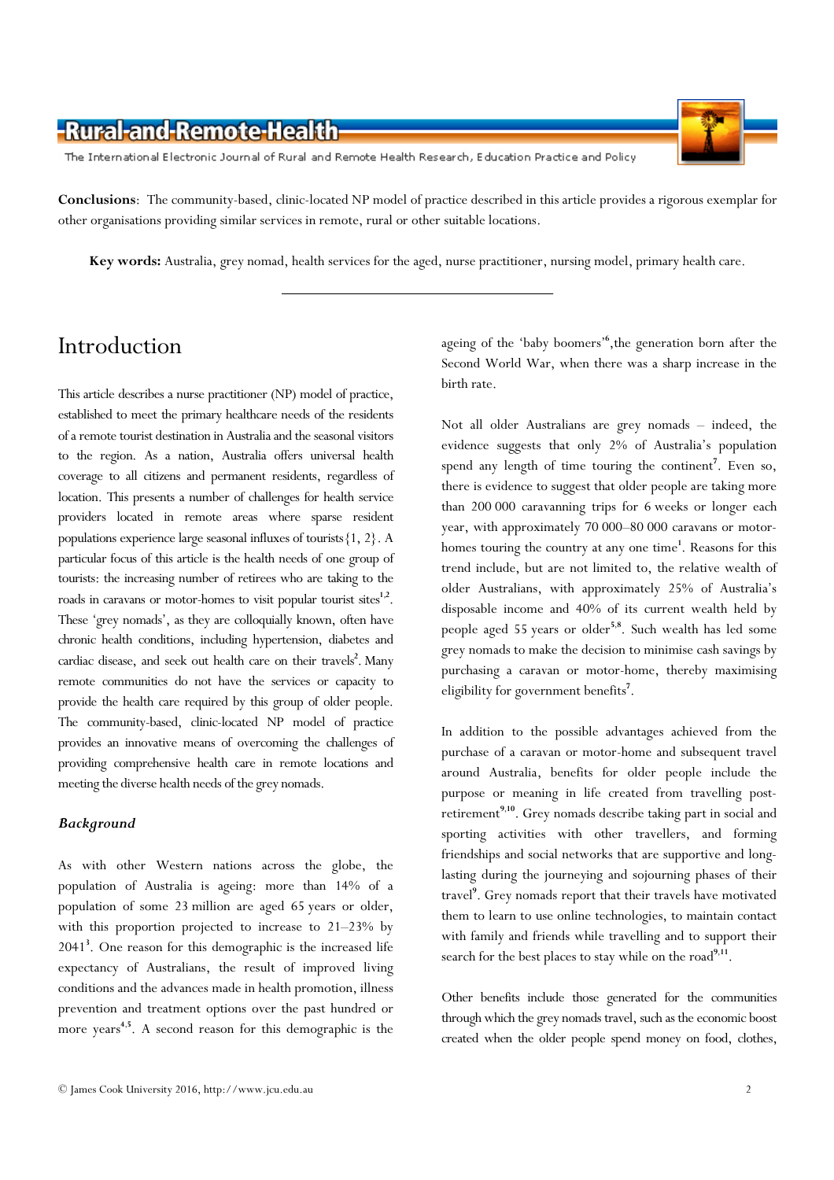**Conclusions**: The community-based, clinic-located NP model of practice described in this article provides a rigorous exemplar for other organisations providing similar services in remote, rural or other suitable locations.

**Key words:** Australia, grey nomad, health services for the aged, nurse practitioner, nursing model, primary health care.

---

# Introduction

This article describes a nurse practitioner (NP) model of practice, established to meet the primary healthcare needs of the residents of a remote tourist destination in Australia and the seasonal visitors to the region. As a nation, Australia offers universal health coverage to all citizens and permanent residents, regardless of location. This presents a number of challenges for health service providers located in remote areas where sparse resident populations experience large seasonal influxes of tourists{1, 2}. A particular focus of this article is the health needs of one group of tourists: the increasing number of retirees who are taking to the roads in caravans or motor-homes to visit popular tourist sites[1,2]. These 'grey nomads', as they are colloquially known, often have chronic health conditions, including hypertension, diabetes and cardiac disease, and seek out health care on their travels[2]. Many remote communities do not have the services or capacity to provide the health care required by this group of older people. The community-based, clinic-located NP model of practice provides an innovative means of overcoming the challenges of providing comprehensive health care in remote locations and meeting the diverse health needs of the grey nomads.

## *Background*

As with other Western nations across the globe, the population of Australia is ageing: more than 14% of a population of some 23 million are aged 65 years or older, with this proportion projected to increase to 21–23% by 2041[3]. One reason for this demographic is the increased life expectancy of Australians, the result of improved living conditions and the advances made in health promotion, illness prevention and treatment options over the past hundred or more years[4,5]. A second reason for this demographic is the ageing of the 'baby boomers'[6],the generation born after the Second World War, when there was a sharp increase in the birth rate.

Not all older Australians are grey nomads – indeed, the evidence suggests that only 2% of Australia's population spend any length of time touring the continent[7]. Even so, there is evidence to suggest that older people are taking more than 200 000 caravanning trips for 6 weeks or longer each year, with approximately 70 000–80 000 caravans or motor-homes touring the country at any one time[1]. Reasons for this trend include, but are not limited to, the relative wealth of older Australians, with approximately 25% of Australia's disposable income and 40% of its current wealth held by people aged 55 years or older[5,8]. Such wealth has led some grey nomads to make the decision to minimise cash savings by purchasing a caravan or motor-home, thereby maximising eligibility for government benefits[7].

In addition to the possible advantages achieved from the purchase of a caravan or motor-home and subsequent travel around Australia, benefits for older people include the purpose or meaning in life created from travelling post-retirement[9,10]. Grey nomads describe taking part in social and sporting activities with other travellers, and forming friendships and social networks that are supportive and long-lasting during the journeying and sojourning phases of their travel[9]. Grey nomads report that their travels have motivated them to learn to use online technologies, to maintain contact with family and friends while travelling and to support their search for the best places to stay while on the road[9,11].

Other benefits include those generated for the communities through which the grey nomads travel, such as the economic boost created when the older people spend money on food, clothes,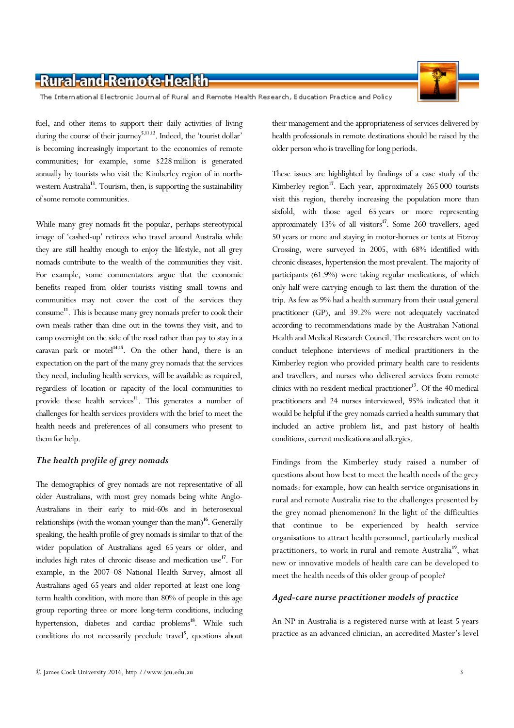fuel, and other items to support their daily activities of living during the course of their journey[5,11,12]. Indeed, the 'tourist dollar' is becoming increasingly important to the economies of remote communities; for example, some $228 million is generated annually by tourists who visit the Kimberley region of in north-western Australia[13]. Tourism, then, is supporting the sustainability of some remote communities.

While many grey nomads fit the popular, perhaps stereotypical image of 'cashed-up' retirees who travel around Australia while they are still healthy enough to enjoy the lifestyle, not all grey nomads contribute to the wealth of the communities they visit. For example, some commentators argue that the economic benefits reaped from older tourists visiting small towns and communities may not cover the cost of the services they consume[11]. This is because many grey nomads prefer to cook their own meals rather than dine out in the towns they visit, and to camp overnight on the side of the road rather than pay to stay in a caravan park or motel[14,15]. On the other hand, there is an expectation on the part of the many grey nomads that the services they need, including health services, will be available as required, regardless of location or capacity of the local communities to provide these health services[11]. This generates a number of challenges for health services providers with the brief to meet the health needs and preferences of all consumers who present to them for help.

### *The health profile of grey nomads*

The demographics of grey nomads are not representative of all older Australians, with most grey nomads being white Anglo-Australians in their early to mid-60s and in heterosexual relationships (with the woman younger than the man)[16]. Generally speaking, the health profile of grey nomads is similar to that of the wider population of Australians aged 65 years or older, and includes high rates of chronic disease and medication use[17]. For example, in the 2007–08 National Health Survey, almost all Australians aged 65 years and older reported at least one long-term health condition, with more than 80% of people in this age group reporting three or more long-term conditions, including hypertension, diabetes and cardiac problems[18]. While such conditions do not necessarily preclude travel[5], questions about their management and the appropriateness of services delivered by health professionals in remote destinations should be raised by the older person who is travelling for long periods.

These issues are highlighted by findings of a case study of the Kimberley region[17]. Each year, approximately 265 000 tourists visit this region, thereby increasing the population more than sixfold, with those aged 65 years or more representing approximately 13% of all visitors[17]. Some 260 travellers, aged 50 years or more and staying in motor-homes or tents at Fitzroy Crossing, were surveyed in 2005, with 68% identified with chronic diseases, hypertension the most prevalent. The majority of participants (61.9%) were taking regular medications, of which only half were carrying enough to last them the duration of the trip. As few as 9% had a health summary from their usual general practitioner (GP), and 39.2% were not adequately vaccinated according to recommendations made by the Australian National Health and Medical Research Council. The researchers went on to conduct telephone interviews of medical practitioners in the Kimberley region who provided primary health care to residents and travellers, and nurses who delivered services from remote clinics with no resident medical practitioner[17]. Of the 40 medical practitioners and 24 nurses interviewed, 95% indicated that it would be helpful if the grey nomads carried a health summary that included an active problem list, and past history of health conditions, current medications and allergies.

Findings from the Kimberley study raised a number of questions about how best to meet the health needs of the grey nomads: for example, how can health service organisations in rural and remote Australia rise to the challenges presented by the grey nomad phenomenon? In the light of the difficulties that continue to be experienced by health service organisations to attract health personnel, particularly medical practitioners, to work in rural and remote Australia[19], what new or innovative models of health care can be developed to meet the health needs of this older group of people?

### *Aged-care nurse practitioner models of practice*

An NP in Australia is a registered nurse with at least 5 years practice as an advanced clinician, an accredited Master's level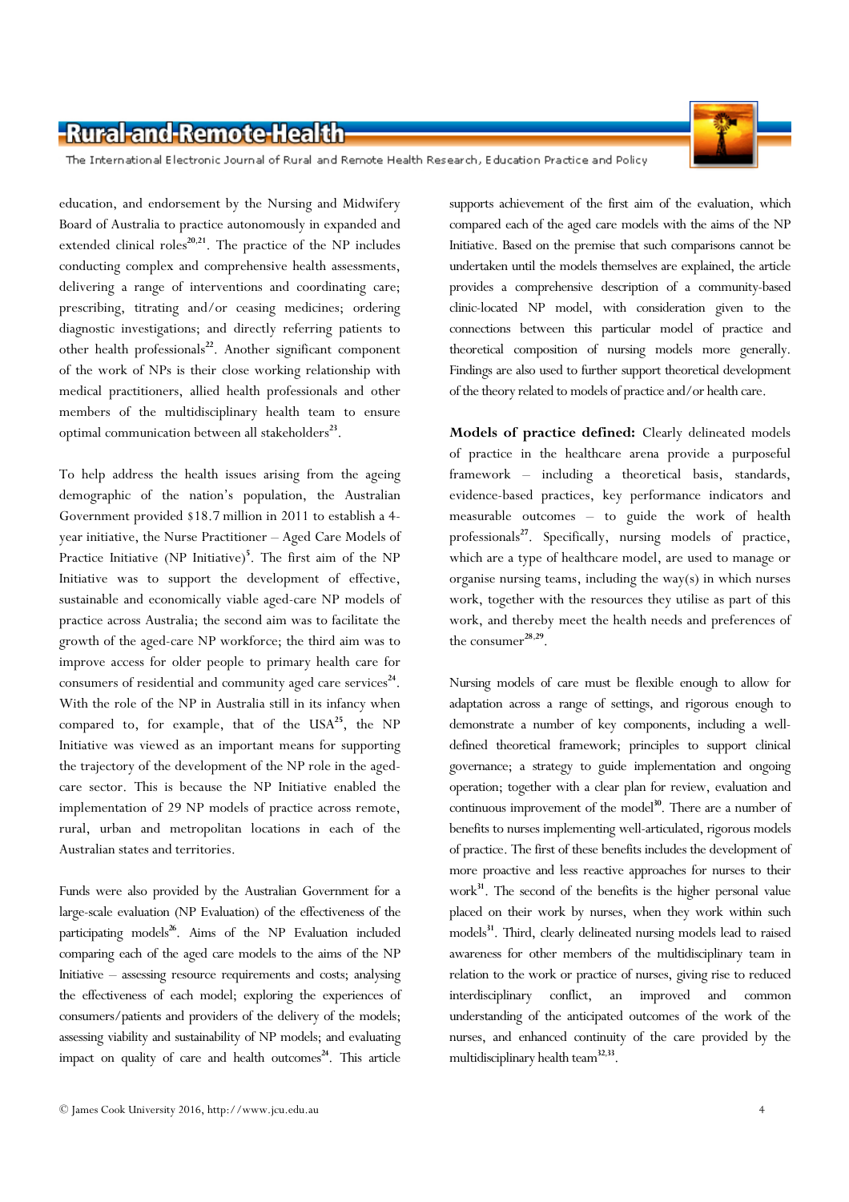education, and endorsement by the Nursing and Midwifery Board of Australia to practice autonomously in expanded and extended clinical roles[20,21]. The practice of the NP includes conducting complex and comprehensive health assessments, delivering a range of interventions and coordinating care; prescribing, titrating and/or ceasing medicines; ordering diagnostic investigations; and directly referring patients to other health professionals[22]. Another significant component of the work of NPs is their close working relationship with medical practitioners, allied health professionals and other members of the multidisciplinary health team to ensure optimal communication between all stakeholders[23].

To help address the health issues arising from the ageing demographic of the nation's population, the Australian Government provided $18.7 million in 2011 to establish a 4-year initiative, the Nurse Practitioner – Aged Care Models of Practice Initiative (NP Initiative)[5]. The first aim of the NP Initiative was to support the development of effective, sustainable and economically viable aged-care NP models of practice across Australia; the second aim was to facilitate the growth of the aged-care NP workforce; the third aim was to improve access for older people to primary health care for consumers of residential and community aged care services[24]. With the role of the NP in Australia still in its infancy when compared to, for example, that of the USA[25], the NP Initiative was viewed as an important means for supporting the trajectory of the development of the NP role in the aged-care sector. This is because the NP Initiative enabled the implementation of 29 NP models of practice across remote, rural, urban and metropolitan locations in each of the Australian states and territories.

Funds were also provided by the Australian Government for a large-scale evaluation (NP Evaluation) of the effectiveness of the participating models[26]. Aims of the NP Evaluation included comparing each of the aged care models to the aims of the NP Initiative – assessing resource requirements and costs; analysing the effectiveness of each model; exploring the experiences of consumers/patients and providers of the delivery of the models; assessing viability and sustainability of NP models; and evaluating impact on quality of care and health outcomes[24]. This article supports achievement of the first aim of the evaluation, which compared each of the aged care models with the aims of the NP Initiative. Based on the premise that such comparisons cannot be undertaken until the models themselves are explained, the article provides a comprehensive description of a community-based clinic-located NP model, with consideration given to the connections between this particular model of practice and theoretical composition of nursing models more generally. Findings are also used to further support theoretical development of the theory related to models of practice and/or health care.

**Models of practice defined:** Clearly delineated models of practice in the healthcare arena provide a purposeful framework – including a theoretical basis, standards, evidence-based practices, key performance indicators and measurable outcomes – to guide the work of health professionals[27]. Specifically, nursing models of practice, which are a type of healthcare model, are used to manage or organise nursing teams, including the way(s) in which nurses work, together with the resources they utilise as part of this work, and thereby meet the health needs and preferences of the consumer[28,29].

Nursing models of care must be flexible enough to allow for adaptation across a range of settings, and rigorous enough to demonstrate a number of key components, including a well-defined theoretical framework; principles to support clinical governance; a strategy to guide implementation and ongoing operation; together with a clear plan for review, evaluation and continuous improvement of the model[30]. There are a number of benefits to nurses implementing well-articulated, rigorous models of practice. The first of these benefits includes the development of more proactive and less reactive approaches for nurses to their work[31]. The second of the benefits is the higher personal value placed on their work by nurses, when they work within such models[31]. Third, clearly delineated nursing models lead to raised awareness for other members of the multidisciplinary team in relation to the work or practice of nurses, giving rise to reduced interdisciplinary conflict, an improved and common understanding of the anticipated outcomes of the work of the nurses, and enhanced continuity of the care provided by the multidisciplinary health team[32,33].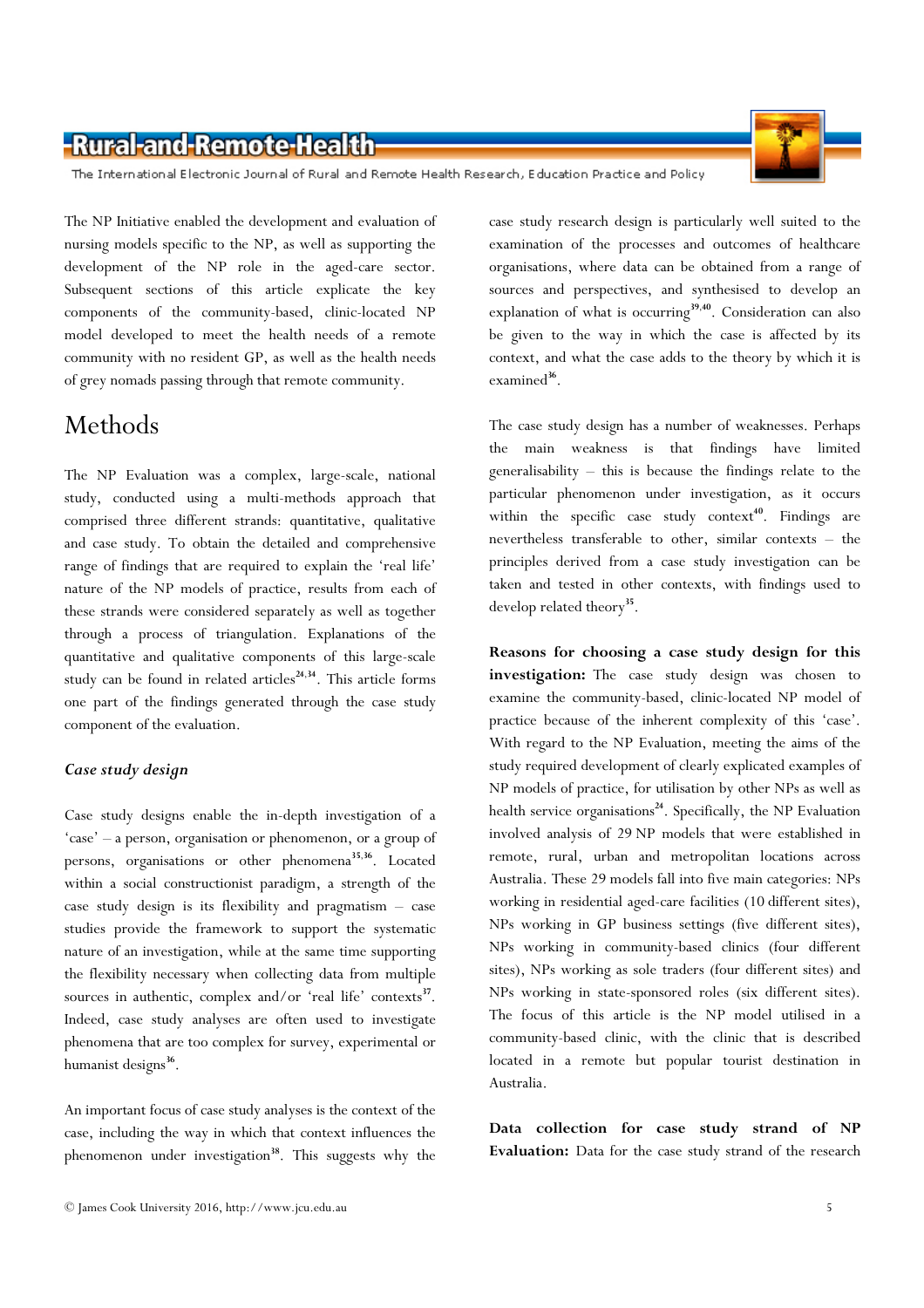The NP Initiative enabled the development and evaluation of nursing models specific to the NP, as well as supporting the development of the NP role in the aged-care sector. Subsequent sections of this article explicate the key components of the community-based, clinic-located NP model developed to meet the health needs of a remote community with no resident GP, as well as the health needs of grey nomads passing through that remote community.

# Methods

The NP Evaluation was a complex, large-scale, national study, conducted using a multi-methods approach that comprised three different strands: quantitative, qualitative and case study. To obtain the detailed and comprehensive range of findings that are required to explain the 'real life' nature of the NP models of practice, results from each of these strands were considered separately as well as together through a process of triangulation. Explanations of the quantitative and qualitative components of this large-scale study can be found in related articles[24,34]. This article forms one part of the findings generated through the case study component of the evaluation.

### *Case study design*

Case study designs enable the in-depth investigation of a 'case' – a person, organisation or phenomenon, or a group of persons, organisations or other phenomena[35,36]. Located within a social constructionist paradigm, a strength of the case study design is its flexibility and pragmatism – case studies provide the framework to support the systematic nature of an investigation, while at the same time supporting the flexibility necessary when collecting data from multiple sources in authentic, complex and/or 'real life' contexts[37]. Indeed, case study analyses are often used to investigate phenomena that are too complex for survey, experimental or humanist designs[36].

An important focus of case study analyses is the context of the case, including the way in which that context influences the phenomenon under investigation[38]. This suggests why the case study research design is particularly well suited to the examination of the processes and outcomes of healthcare organisations, where data can be obtained from a range of sources and perspectives, and synthesised to develop an explanation of what is occurring[39,40]. Consideration can also be given to the way in which the case is affected by its context, and what the case adds to the theory by which it is examined[36].

The case study design has a number of weaknesses. Perhaps the main weakness is that findings have limited generalisability – this is because the findings relate to the particular phenomenon under investigation, as it occurs within the specific case study context[40]. Findings are nevertheless transferable to other, similar contexts – the principles derived from a case study investigation can be taken and tested in other contexts, with findings used to develop related theory[35].

**Reasons for choosing a case study design for this investigation:** The case study design was chosen to examine the community-based, clinic-located NP model of practice because of the inherent complexity of this 'case'. With regard to the NP Evaluation, meeting the aims of the study required development of clearly explicated examples of NP models of practice, for utilisation by other NPs as well as health service organisations[24]. Specifically, the NP Evaluation involved analysis of 29 NP models that were established in remote, rural, urban and metropolitan locations across Australia. These 29 models fall into five main categories: NPs working in residential aged-care facilities (10 different sites), NPs working in GP business settings (five different sites), NPs working in community-based clinics (four different sites), NPs working as sole traders (four different sites) and NPs working in state-sponsored roles (six different sites). The focus of this article is the NP model utilised in a community-based clinic, with the clinic that is described located in a remote but popular tourist destination in Australia.

**Data collection for case study strand of NP Evaluation:** Data for the case study strand of the research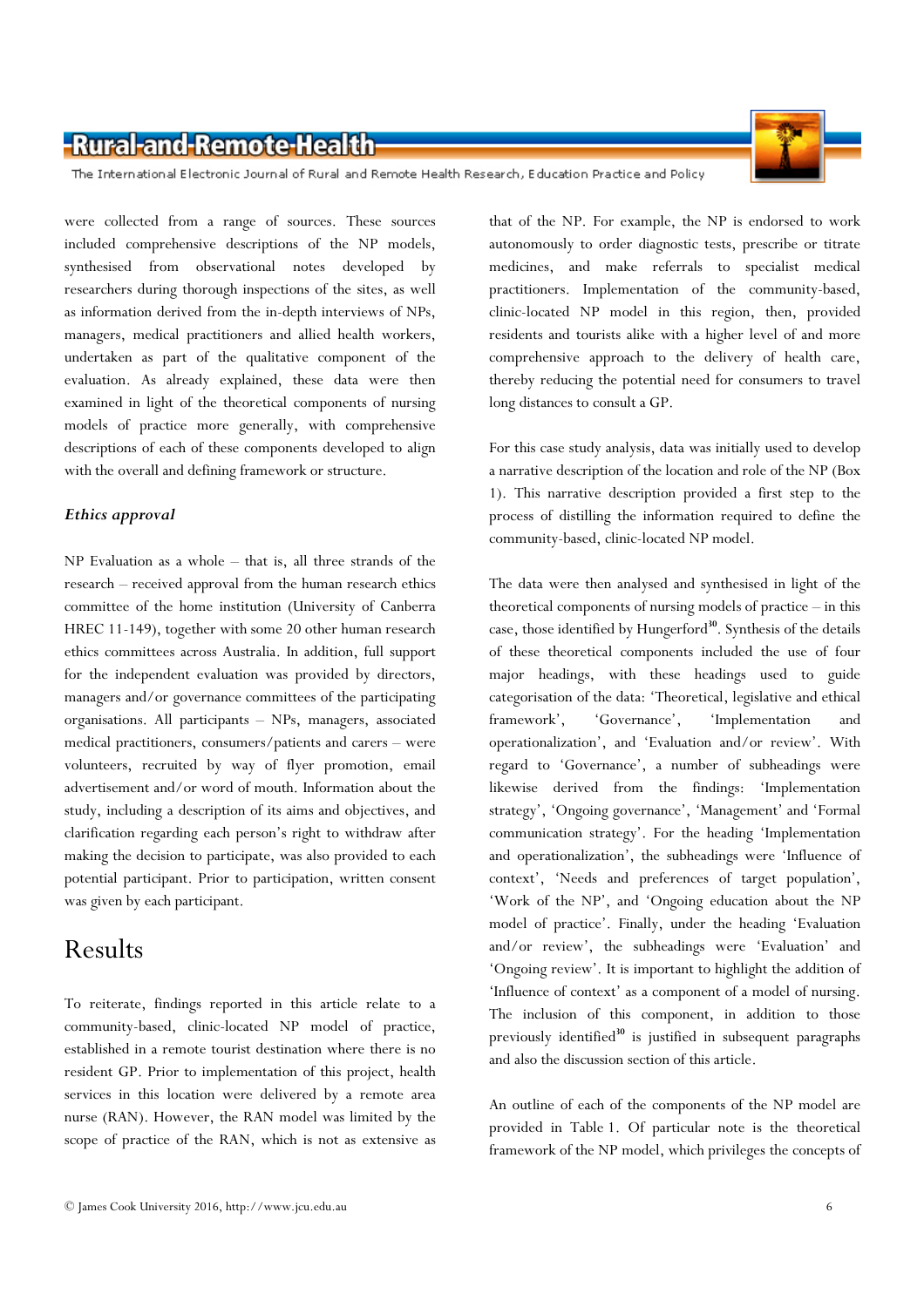were collected from a range of sources. These sources included comprehensive descriptions of the NP models, synthesised from observational notes developed by researchers during thorough inspections of the sites, as well as information derived from the in-depth interviews of NPs, managers, medical practitioners and allied health workers, undertaken as part of the qualitative component of the evaluation. As already explained, these data were then examined in light of the theoretical components of nursing models of practice more generally, with comprehensive descriptions of each of these components developed to align with the overall and defining framework or structure.

### *Ethics approval*

NP Evaluation as a whole – that is, all three strands of the research – received approval from the human research ethics committee of the home institution (University of Canberra HREC 11-149), together with some 20 other human research ethics committees across Australia. In addition, full support for the independent evaluation was provided by directors, managers and/or governance committees of the participating organisations. All participants – NPs, managers, associated medical practitioners, consumers/patients and carers – were volunteers, recruited by way of flyer promotion, email advertisement and/or word of mouth. Information about the study, including a description of its aims and objectives, and clarification regarding each person's right to withdraw after making the decision to participate, was also provided to each potential participant. Prior to participation, written consent was given by each participant.

## Results

To reiterate, findings reported in this article relate to a community-based, clinic-located NP model of practice, established in a remote tourist destination where there is no resident GP. Prior to implementation of this project, health services in this location were delivered by a remote area nurse (RAN). However, the RAN model was limited by the scope of practice of the RAN, which is not as extensive as that of the NP. For example, the NP is endorsed to work autonomously to order diagnostic tests, prescribe or titrate medicines, and make referrals to specialist medical practitioners. Implementation of the community-based, clinic-located NP model in this region, then, provided residents and tourists alike with a higher level of and more comprehensive approach to the delivery of health care, thereby reducing the potential need for consumers to travel long distances to consult a GP.

For this case study analysis, data was initially used to develop a narrative description of the location and role of the NP (Box 1). This narrative description provided a first step to the process of distilling the information required to define the community-based, clinic-located NP model.

The data were then analysed and synthesised in light of the theoretical components of nursing models of practice – in this case, those identified by Hungerford[30]. Synthesis of the details of these theoretical components included the use of four major headings, with these headings used to guide categorisation of the data: 'Theoretical, legislative and ethical framework', 'Governance', 'Implementation and operationalization', and 'Evaluation and/or review'. With regard to 'Governance', a number of subheadings were likewise derived from the findings: 'Implementation strategy', 'Ongoing governance', 'Management' and 'Formal communication strategy'. For the heading 'Implementation and operationalization', the subheadings were 'Influence of context', 'Needs and preferences of target population', 'Work of the NP', and 'Ongoing education about the NP model of practice'. Finally, under the heading 'Evaluation and/or review', the subheadings were 'Evaluation' and 'Ongoing review'. It is important to highlight the addition of 'Influence of context' as a component of a model of nursing. The inclusion of this component, in addition to those previously identified[30] is justified in subsequent paragraphs and also the discussion section of this article.

An outline of each of the components of the NP model are provided in Table 1. Of particular note is the theoretical framework of the NP model, which privileges the concepts of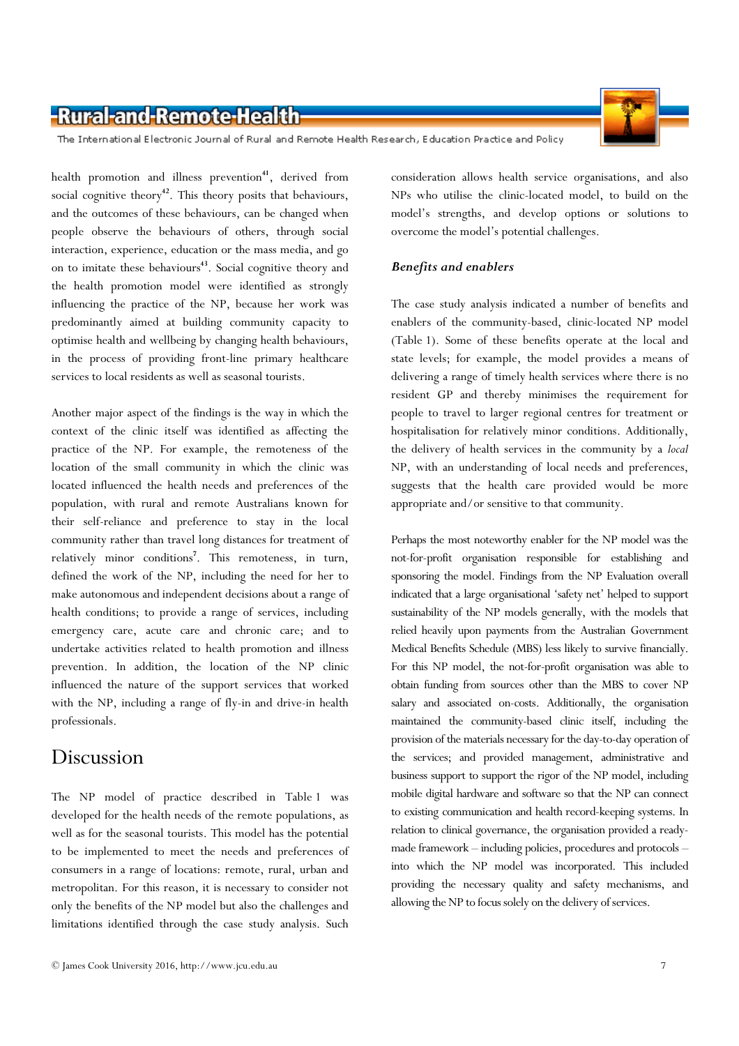health promotion and illness prevention[41], derived from social cognitive theory[42]. This theory posits that behaviours, and the outcomes of these behaviours, can be changed when people observe the behaviours of others, through social interaction, experience, education or the mass media, and go on to imitate these behaviours[43]. Social cognitive theory and the health promotion model were identified as strongly influencing the practice of the NP, because her work was predominantly aimed at building community capacity to optimise health and wellbeing by changing health behaviours, in the process of providing front-line primary healthcare services to local residents as well as seasonal tourists.

Another major aspect of the findings is the way in which the context of the clinic itself was identified as affecting the practice of the NP. For example, the remoteness of the location of the small community in which the clinic was located influenced the health needs and preferences of the population, with rural and remote Australians known for their self-reliance and preference to stay in the local community rather than travel long distances for treatment of relatively minor conditions[7]. This remoteness, in turn, defined the work of the NP, including the need for her to make autonomous and independent decisions about a range of health conditions; to provide a range of services, including emergency care, acute care and chronic care; and to undertake activities related to health promotion and illness prevention. In addition, the location of the NP clinic influenced the nature of the support services that worked with the NP, including a range of fly-in and drive-in health professionals.

# Discussion

The NP model of practice described in Table 1 was developed for the health needs of the remote populations, as well as for the seasonal tourists. This model has the potential to be implemented to meet the needs and preferences of consumers in a range of locations: remote, rural, urban and metropolitan. For this reason, it is necessary to consider not only the benefits of the NP model but also the challenges and limitations identified through the case study analysis. Such consideration allows health service organisations, and also NPs who utilise the clinic-located model, to build on the model's strengths, and develop options or solutions to overcome the model's potential challenges.

### *Benefits and enablers*

The case study analysis indicated a number of benefits and enablers of the community-based, clinic-located NP model (Table 1). Some of these benefits operate at the local and state levels; for example, the model provides a means of delivering a range of timely health services where there is no resident GP and thereby minimises the requirement for people to travel to larger regional centres for treatment or hospitalisation for relatively minor conditions. Additionally, the delivery of health services in the community by a *local* NP, with an understanding of local needs and preferences, suggests that the health care provided would be more appropriate and/or sensitive to that community.

Perhaps the most noteworthy enabler for the NP model was the not-for-profit organisation responsible for establishing and sponsoring the model. Findings from the NP Evaluation overall indicated that a large organisational 'safety net' helped to support sustainability of the NP models generally, with the models that relied heavily upon payments from the Australian Government Medical Benefits Schedule (MBS) less likely to survive financially. For this NP model, the not-for-profit organisation was able to obtain funding from sources other than the MBS to cover NP salary and associated on-costs. Additionally, the organisation maintained the community-based clinic itself, including the provision of the materials necessary for the day-to-day operation of the services; and provided management, administrative and business support to support the rigor of the NP model, including mobile digital hardware and software so that the NP can connect to existing communication and health record-keeping systems. In relation to clinical governance, the organisation provided a ready-made framework – including policies, procedures and protocols – into which the NP model was incorporated. This included providing the necessary quality and safety mechanisms, and allowing the NP to focus solely on the delivery of services.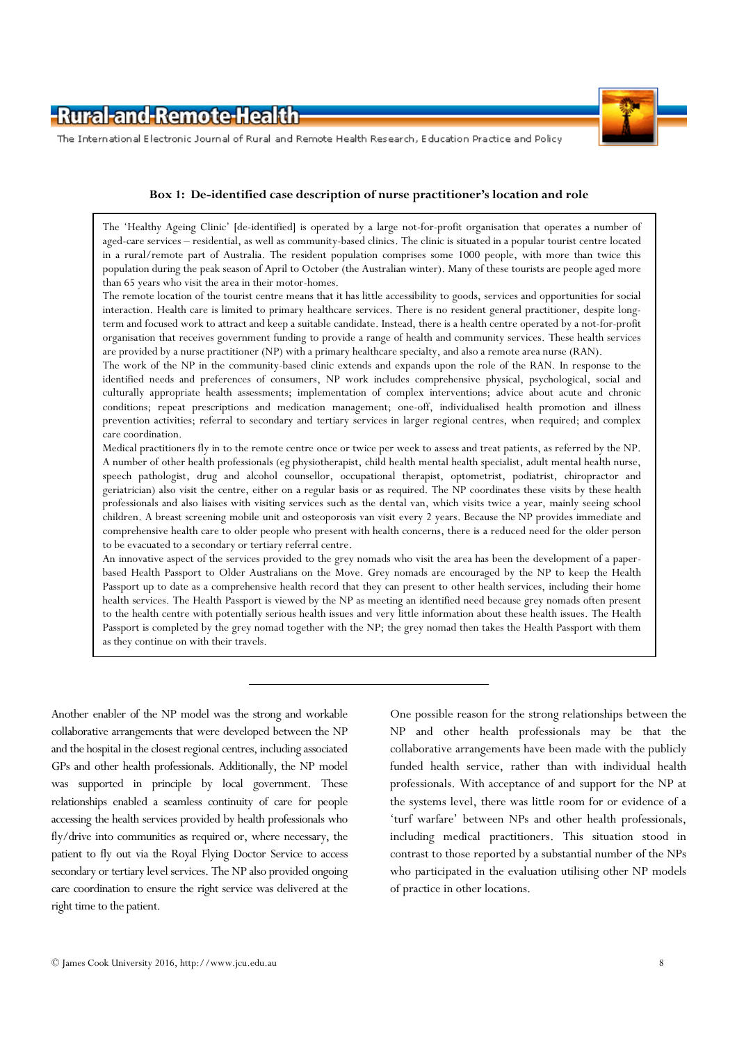**Box 1: De-identified case description of nurse practitioner's location and role**

> The 'Healthy Ageing Clinic' [de-identified] is operated by a large not-for-profit organisation that operates a number of aged-care services – residential, as well as community-based clinics. The clinic is situated in a popular tourist centre located in a rural/remote part of Australia. The resident population comprises some 1000 people, with more than twice this population during the peak season of April to October (the Australian winter). Many of these tourists are people aged more than 65 years who visit the area in their motor-homes.
>
> The remote location of the tourist centre means that it has little accessibility to goods, services and opportunities for social interaction. Health care is limited to primary healthcare services. There is no resident general practitioner, despite long-term and focused work to attract and keep a suitable candidate. Instead, there is a health centre operated by a not-for-profit organisation that receives government funding to provide a range of health and community services. These health services are provided by a nurse practitioner (NP) with a primary healthcare specialty, and also a remote area nurse (RAN).
>
> The work of the NP in the community-based clinic extends and expands upon the role of the RAN. In response to the identified needs and preferences of consumers, NP work includes comprehensive physical, psychological, social and culturally appropriate health assessments; implementation of complex interventions; advice about acute and chronic conditions; repeat prescriptions and medication management; one-off, individualised health promotion and illness prevention activities; referral to secondary and tertiary services in larger regional centres, when required; and complex care coordination.
>
> Medical practitioners fly in to the remote centre once or twice per week to assess and treat patients, as referred by the NP. A number of other health professionals (eg physiotherapist, child health mental health specialist, adult mental health nurse, speech pathologist, drug and alcohol counsellor, occupational therapist, optometrist, podiatrist, chiropractor and geriatrician) also visit the centre, either on a regular basis or as required. The NP coordinates these visits by these health professionals and also liaises with visiting services such as the dental van, which visits twice a year, mainly seeing school children. A breast screening mobile unit and osteoporosis van visit every 2 years. Because the NP provides immediate and comprehensive health care to older people who present with health concerns, there is a reduced need for the older person to be evacuated to a secondary or tertiary referral centre.
>
> An innovative aspect of the services provided to the grey nomads who visit the area has been the development of a paper-based Health Passport to Older Australians on the Move. Grey nomads are encouraged by the NP to keep the Health Passport up to date as a comprehensive health record that they can present to other health services, including their home health services. The Health Passport is viewed by the NP as meeting an identified need because grey nomads often present to the health centre with potentially serious health issues and very little information about these health issues. The Health Passport is completed by the grey nomad together with the NP; the grey nomad then takes the Health Passport with them as they continue on with their travels.

---

Another enabler of the NP model was the strong and workable collaborative arrangements that were developed between the NP and the hospital in the closest regional centres, including associated GPs and other health professionals. Additionally, the NP model was supported in principle by local government. These relationships enabled a seamless continuity of care for people accessing the health services provided by health professionals who fly/drive into communities as required or, where necessary, the patient to fly out via the Royal Flying Doctor Service to access secondary or tertiary level services. The NP also provided ongoing care coordination to ensure the right service was delivered at the right time to the patient.

One possible reason for the strong relationships between the NP and other health professionals may be that the collaborative arrangements have been made with the publicly funded health service, rather than with individual health professionals. With acceptance of and support for the NP at the systems level, there was little room for or evidence of a 'turf warfare' between NPs and other health professionals, including medical practitioners. This situation stood in contrast to those reported by a substantial number of the NPs who participated in the evaluation utilising other NP models of practice in other locations.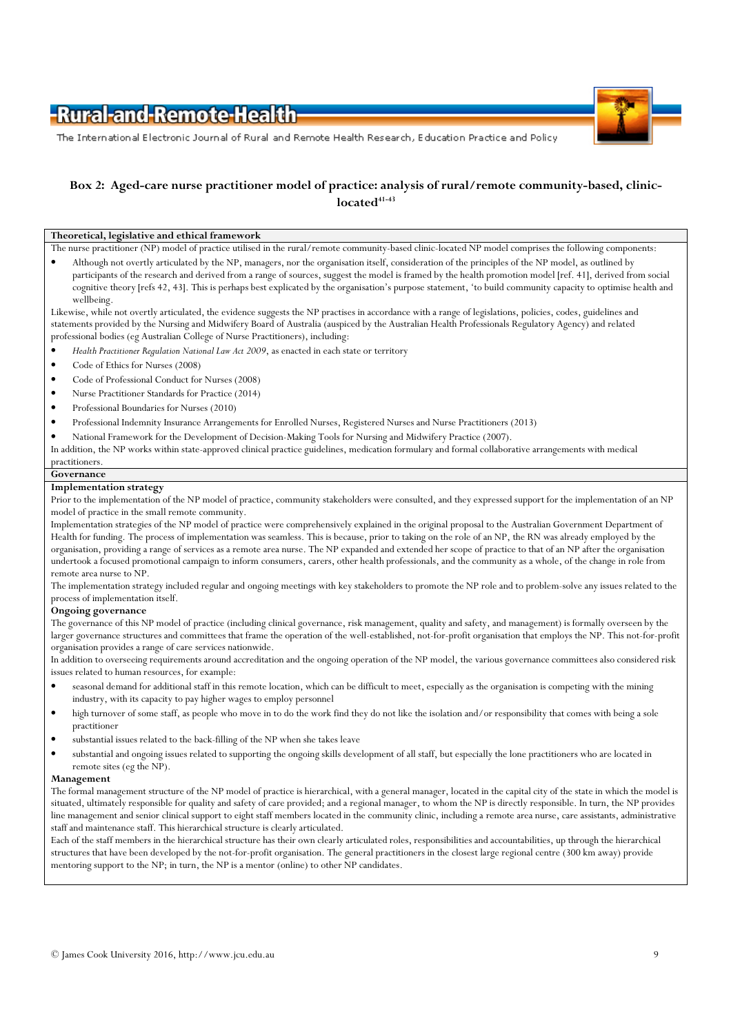## Box 2: Aged-care nurse practitioner model of practice: analysis of rural/remote community-based, clinic-located[41-43]

**Theoretical, legislative and ethical framework**

The nurse practitioner (NP) model of practice utilised in the rural/remote community-based clinic-located NP model comprises the following components:

- Although not overtly articulated by the NP, managers, nor the organisation itself, consideration of the principles of the NP model, as outlined by participants of the research and derived from a range of sources, suggest the model is framed by the health promotion model [ref. 41], derived from social cognitive theory [refs 42, 43]. This is perhaps best explicated by the organisation's purpose statement, 'to build community capacity to optimise health and wellbeing.

Likewise, while not overtly articulated, the evidence suggests the NP practises in accordance with a range of legislations, policies, codes, guidelines and statements provided by the Nursing and Midwifery Board of Australia (auspiced by the Australian Health Professionals Regulatory Agency) and related professional bodies (eg Australian College of Nurse Practitioners), including:

- *Health Practitioner Regulation National Law Act 2009*, as enacted in each state or territory
- Code of Ethics for Nurses (2008)
- Code of Professional Conduct for Nurses (2008)
- Nurse Practitioner Standards for Practice (2014)
- Professional Boundaries for Nurses (2010)
- Professional Indemnity Insurance Arrangements for Enrolled Nurses, Registered Nurses and Nurse Practitioners (2013)
- National Framework for the Development of Decision-Making Tools for Nursing and Midwifery Practice (2007).

In addition, the NP works within state-approved clinical practice guidelines, medication formulary and formal collaborative arrangements with medical practitioners.

**Governance**

**Implementation strategy**

Prior to the implementation of the NP model of practice, community stakeholders were consulted, and they expressed support for the implementation of an NP model of practice in the small remote community.

Implementation strategies of the NP model of practice were comprehensively explained in the original proposal to the Australian Government Department of Health for funding. The process of implementation was seamless. This is because, prior to taking on the role of an NP, the RN was already employed by the organisation, providing a range of services as a remote area nurse. The NP expanded and extended her scope of practice to that of an NP after the organisation undertook a focused promotional campaign to inform consumers, carers, other health professionals, and the community as a whole, of the change in role from remote area nurse to NP.

The implementation strategy included regular and ongoing meetings with key stakeholders to promote the NP role and to problem-solve any issues related to the process of implementation itself.

**Ongoing governance**

The governance of this NP model of practice (including clinical governance, risk management, quality and safety, and management) is formally overseen by the larger governance structures and committees that frame the operation of the well-established, not-for-profit organisation that employs the NP. This not-for-profit organisation provides a range of care services nationwide.

In addition to overseeing requirements around accreditation and the ongoing operation of the NP model, the various governance committees also considered risk issues related to human resources, for example:

- seasonal demand for additional staff in this remote location, which can be difficult to meet, especially as the organisation is competing with the mining industry, with its capacity to pay higher wages to employ personnel
- high turnover of some staff, as people who move in to do the work find they do not like the isolation and/or responsibility that comes with being a sole practitioner
- substantial issues related to the back-filling of the NP when she takes leave
- substantial and ongoing issues related to supporting the ongoing skills development of all staff, but especially the lone practitioners who are located in remote sites (eg the NP).

**Management**

The formal management structure of the NP model of practice is hierarchical, with a general manager, located in the capital city of the state in which the model is situated, ultimately responsible for quality and safety of care provided; and a regional manager, to whom the NP is directly responsible. In turn, the NP provides line management and senior clinical support to eight staff members located in the community clinic, including a remote area nurse, care assistants, administrative staff and maintenance staff. This hierarchical structure is clearly articulated.

Each of the staff members in the hierarchical structure has their own clearly articulated roles, responsibilities and accountabilities, up through the hierarchical structures that have been developed by the not-for-profit organisation. The general practitioners in the closest large regional centre (300 km away) provide mentoring support to the NP; in turn, the NP is a mentor (online) to other NP candidates.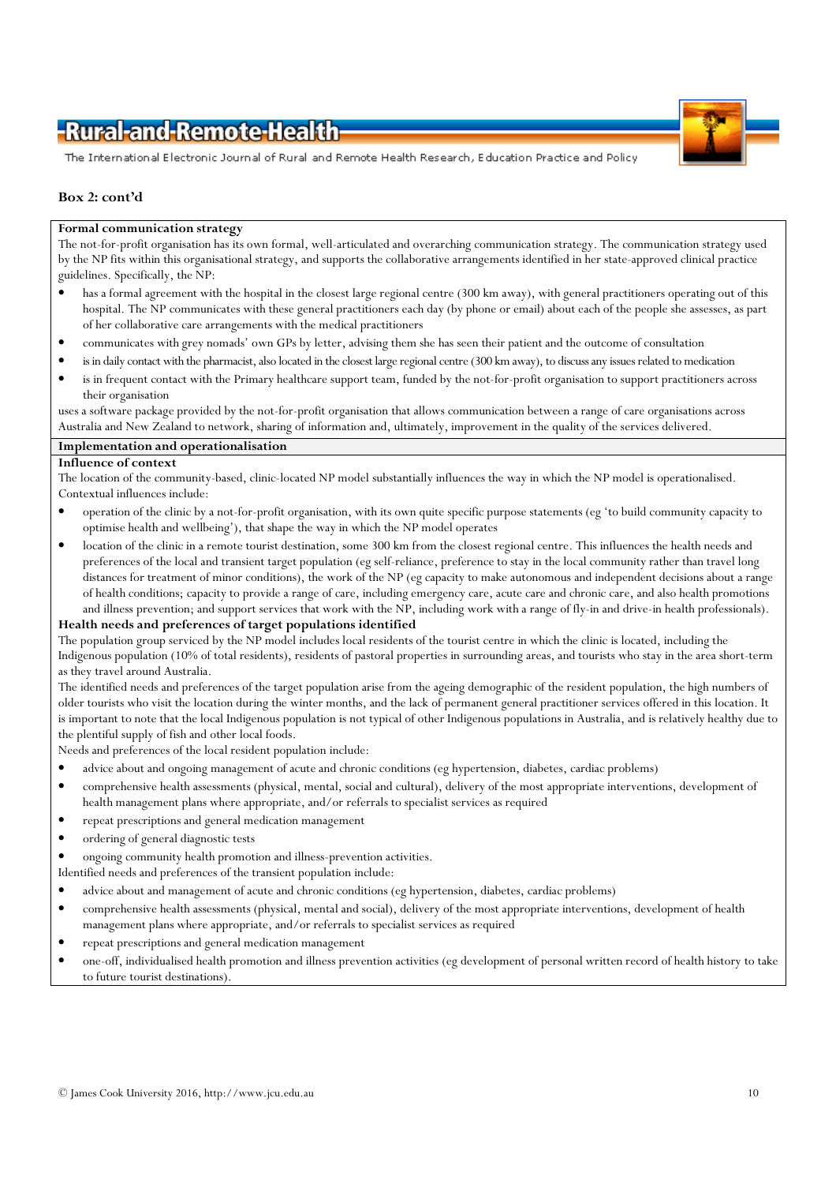**Box 2: cont'd**

**Formal communication strategy**

The not-for-profit organisation has its own formal, well-articulated and overarching communication strategy. The communication strategy used by the NP fits within this organisational strategy, and supports the collaborative arrangements identified in her state-approved clinical practice guidelines. Specifically, the NP:

- has a formal agreement with the hospital in the closest large regional centre (300 km away), with general practitioners operating out of this hospital. The NP communicates with these general practitioners each day (by phone or email) about each of the people she assesses, as part of her collaborative care arrangements with the medical practitioners
- communicates with grey nomads' own GPs by letter, advising them she has seen their patient and the outcome of consultation
- is in daily contact with the pharmacist, also located in the closest large regional centre (300 km away), to discuss any issues related to medication
- is in frequent contact with the Primary healthcare support team, funded by the not-for-profit organisation to support practitioners across their organisation

uses a software package provided by the not-for-profit organisation that allows communication between a range of care organisations across Australia and New Zealand to network, sharing of information and, ultimately, improvement in the quality of the services delivered.

**Implementation and operationalisation**

**Influence of context**

The location of the community-based, clinic-located NP model substantially influences the way in which the NP model is operationalised. Contextual influences include:

- operation of the clinic by a not-for-profit organisation, with its own quite specific purpose statements (eg 'to build community capacity to optimise health and wellbeing'), that shape the way in which the NP model operates
- location of the clinic in a remote tourist destination, some 300 km from the closest regional centre. This influences the health needs and preferences of the local and transient target population (eg self-reliance, preference to stay in the local community rather than travel long distances for treatment of minor conditions), the work of the NP (eg capacity to make autonomous and independent decisions about a range of health conditions; capacity to provide a range of care, including emergency care, acute care and chronic care, and also health promotions and illness prevention; and support services that work with the NP, including work with a range of fly-in and drive-in health professionals).

**Health needs and preferences of target populations identified**

The population group serviced by the NP model includes local residents of the tourist centre in which the clinic is located, including the Indigenous population (10% of total residents), residents of pastoral properties in surrounding areas, and tourists who stay in the area short-term as they travel around Australia.

The identified needs and preferences of the target population arise from the ageing demographic of the resident population, the high numbers of older tourists who visit the location during the winter months, and the lack of permanent general practitioner services offered in this location. It is important to note that the local Indigenous population is not typical of other Indigenous populations in Australia, and is relatively healthy due to the plentiful supply of fish and other local foods.

Needs and preferences of the local resident population include:

- advice about and ongoing management of acute and chronic conditions (eg hypertension, diabetes, cardiac problems)
- comprehensive health assessments (physical, mental, social and cultural), delivery of the most appropriate interventions, development of health management plans where appropriate, and/or referrals to specialist services as required
- repeat prescriptions and general medication management
- ordering of general diagnostic tests
- ongoing community health promotion and illness-prevention activities.

Identified needs and preferences of the transient population include:

- advice about and management of acute and chronic conditions (eg hypertension, diabetes, cardiac problems)
- comprehensive health assessments (physical, mental and social), delivery of the most appropriate interventions, development of health management plans where appropriate, and/or referrals to specialist services as required
- repeat prescriptions and general medication management
- one-off, individualised health promotion and illness prevention activities (eg development of personal written record of health history to take to future tourist destinations).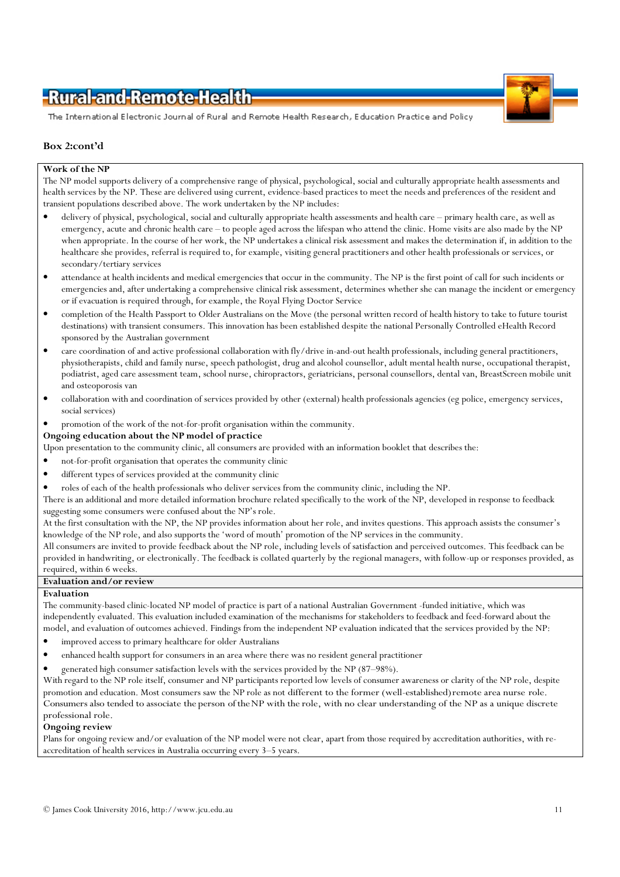**Box 2:cont'd**

**Work of the NP**

The NP model supports delivery of a comprehensive range of physical, psychological, social and culturally appropriate health assessments and health services by the NP. These are delivered using current, evidence-based practices to meet the needs and preferences of the resident and transient populations described above. The work undertaken by the NP includes:

- delivery of physical, psychological, social and culturally appropriate health assessments and health care – primary health care, as well as emergency, acute and chronic health care – to people aged across the lifespan who attend the clinic. Home visits are also made by the NP when appropriate. In the course of her work, the NP undertakes a clinical risk assessment and makes the determination if, in addition to the healthcare she provides, referral is required to, for example, visiting general practitioners and other health professionals or services, or secondary/tertiary services
- attendance at health incidents and medical emergencies that occur in the community. The NP is the first point of call for such incidents or emergencies and, after undertaking a comprehensive clinical risk assessment, determines whether she can manage the incident or emergency or if evacuation is required through, for example, the Royal Flying Doctor Service
- completion of the Health Passport to Older Australians on the Move (the personal written record of health history to take to future tourist destinations) with transient consumers. This innovation has been established despite the national Personally Controlled eHealth Record sponsored by the Australian government
- care coordination of and active professional collaboration with fly/drive in-and-out health professionals, including general practitioners, physiotherapists, child and family nurse, speech pathologist, drug and alcohol counsellor, adult mental health nurse, occupational therapist, podiatrist, aged care assessment team, school nurse, chiropractors, geriatricians, personal counsellors, dental van, BreastScreen mobile unit and osteoporosis van
- collaboration with and coordination of services provided by other (external) health professionals agencies (eg police, emergency services, social services)
- promotion of the work of the not-for-profit organisation within the community.

**Ongoing education about the NP model of practice**

Upon presentation to the community clinic, all consumers are provided with an information booklet that describes the:

- not-for-profit organisation that operates the community clinic
- different types of services provided at the community clinic
- roles of each of the health professionals who deliver services from the community clinic, including the NP.

There is an additional and more detailed information brochure related specifically to the work of the NP, developed in response to feedback suggesting some consumers were confused about the NP's role.

At the first consultation with the NP, the NP provides information about her role, and invites questions. This approach assists the consumer's knowledge of the NP role, and also supports the 'word of mouth' promotion of the NP services in the community.

All consumers are invited to provide feedback about the NP role, including levels of satisfaction and perceived outcomes. This feedback can be provided in handwriting, or electronically. The feedback is collated quarterly by the regional managers, with follow-up or responses provided, as required, within 6 weeks.

**Evaluation and/or review**

**Evaluation**

The community-based clinic-located NP model of practice is part of a national Australian Government -funded initiative, which was independently evaluated. This evaluation included examination of the mechanisms for stakeholders to feedback and feed-forward about the model, and evaluation of outcomes achieved. Findings from the independent NP evaluation indicated that the services provided by the NP:

- improved access to primary healthcare for older Australians
- enhanced health support for consumers in an area where there was no resident general practitioner
- generated high consumer satisfaction levels with the services provided by the NP (87–98%).

With regard to the NP role itself, consumer and NP participants reported low levels of consumer awareness or clarity of the NP role, despite promotion and education. Most consumers saw the NP role as not different to the former (well-established) remote area nurse role. Consumers also tended to associate the person of the NP with the role, with no clear understanding of the NP as a unique discrete professional role.

**Ongoing review**

Plans for ongoing review and/or evaluation of the NP model were not clear, apart from those required by accreditation authorities, with re-accreditation of health services in Australia occurring every 3–5 years.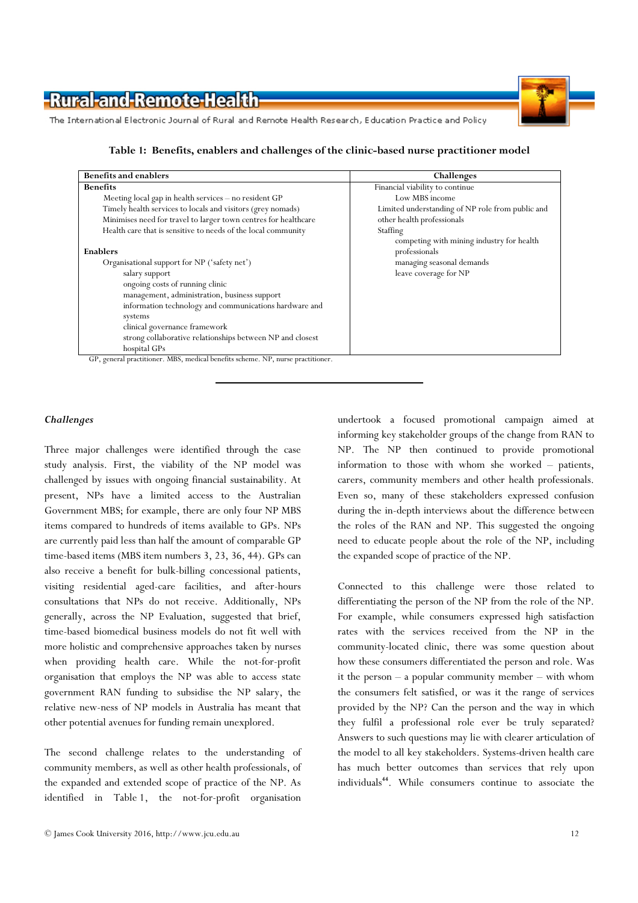**Table 1: Benefits, enablers and challenges of the clinic-based nurse practitioner model**

| Benefits and enablers | Challenges |
|---|---|
| **Benefits** | Financial viability to continue |
| Meeting local gap in health services – no resident GP | Low MBS income |
| Timely health services to locals and visitors (grey nomads) | Limited understanding of NP role from public and other health professionals |
| Minimises need for travel to larger town centres for healthcare | Staffing |
| Health care that is sensitive to needs of the local community | competing with mining industry for health professionals |
| | managing seasonal demands |
| **Enablers** | leave coverage for NP |
| Organisational support for NP ('safety net') | |
| salary support | |
| ongoing costs of running clinic | |
| management, administration, business support | |
| information technology and communications hardware and systems | |
| clinical governance framework | |
| strong collaborative relationships between NP and closest hospital GPs | |

GP, general practitioner. MBS, medical benefits scheme. NP, nurse practitioner.

### *Challenges*

Three major challenges were identified through the case study analysis. First, the viability of the NP model was challenged by issues with ongoing financial sustainability. At present, NPs have a limited access to the Australian Government MBS; for example, there are only four NP MBS items compared to hundreds of items available to GPs. NPs are currently paid less than half the amount of comparable GP time-based items (MBS item numbers 3, 23, 36, 44). GPs can also receive a benefit for bulk-billing concessional patients, visiting residential aged-care facilities, and after-hours consultations that NPs do not receive. Additionally, NPs generally, across the NP Evaluation, suggested that brief, time-based biomedical business models do not fit well with more holistic and comprehensive approaches taken by nurses when providing health care. While the not-for-profit organisation that employs the NP was able to access state government RAN funding to subsidise the NP salary, the relative new-ness of NP models in Australia has meant that other potential avenues for funding remain unexplored.

The second challenge relates to the understanding of community members, as well as other health professionals, of the expanded and extended scope of practice of the NP. As identified in Table 1, the not-for-profit organisation undertook a focused promotional campaign aimed at informing key stakeholder groups of the change from RAN to NP. The NP then continued to provide promotional information to those with whom she worked – patients, carers, community members and other health professionals. Even so, many of these stakeholders expressed confusion during the in-depth interviews about the difference between the roles of the RAN and NP. This suggested the ongoing need to educate people about the role of the NP, including the expanded scope of practice of the NP.

Connected to this challenge were those related to differentiating the person of the NP from the role of the NP. For example, while consumers expressed high satisfaction rates with the services received from the NP in the community-located clinic, there was some question about how these consumers differentiated the person and role. Was it the person – a popular community member – with whom the consumers felt satisfied, or was it the range of services provided by the NP? Can the person and the way in which they fulfil a professional role ever be truly separated? Answers to such questions may lie with clearer articulation of the model to all key stakeholders. Systems-driven health care has much better outcomes than services that rely upon individuals[44]. While consumers continue to associate the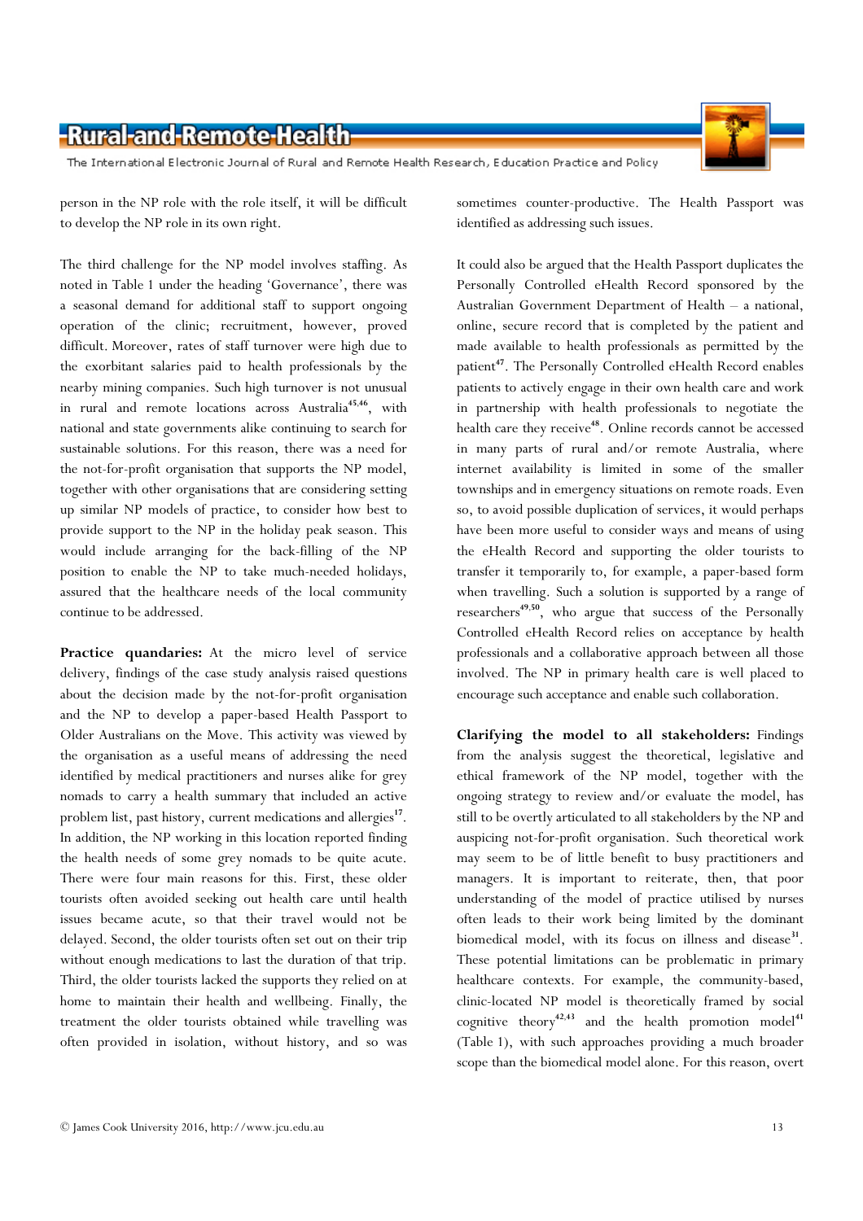person in the NP role with the role itself, it will be difficult to develop the NP role in its own right.

The third challenge for the NP model involves staffing. As noted in Table 1 under the heading 'Governance', there was a seasonal demand for additional staff to support ongoing operation of the clinic; recruitment, however, proved difficult. Moreover, rates of staff turnover were high due to the exorbitant salaries paid to health professionals by the nearby mining companies. Such high turnover is not unusual in rural and remote locations across Australia[45,46], with national and state governments alike continuing to search for sustainable solutions. For this reason, there was a need for the not-for-profit organisation that supports the NP model, together with other organisations that are considering setting up similar NP models of practice, to consider how best to provide support to the NP in the holiday peak season. This would include arranging for the back-filling of the NP position to enable the NP to take much-needed holidays, assured that the healthcare needs of the local community continue to be addressed.

**Practice quandaries:** At the micro level of service delivery, findings of the case study analysis raised questions about the decision made by the not-for-profit organisation and the NP to develop a paper-based Health Passport to Older Australians on the Move. This activity was viewed by the organisation as a useful means of addressing the need identified by medical practitioners and nurses alike for grey nomads to carry a health summary that included an active problem list, past history, current medications and allergies[17]. In addition, the NP working in this location reported finding the health needs of some grey nomads to be quite acute. There were four main reasons for this. First, these older tourists often avoided seeking out health care until health issues became acute, so that their travel would not be delayed. Second, the older tourists often set out on their trip without enough medications to last the duration of that trip. Third, the older tourists lacked the supports they relied on at home to maintain their health and wellbeing. Finally, the treatment the older tourists obtained while travelling was often provided in isolation, without history, and so was sometimes counter-productive. The Health Passport was identified as addressing such issues.

It could also be argued that the Health Passport duplicates the Personally Controlled eHealth Record sponsored by the Australian Government Department of Health – a national, online, secure record that is completed by the patient and made available to health professionals as permitted by the patient[47]. The Personally Controlled eHealth Record enables patients to actively engage in their own health care and work in partnership with health professionals to negotiate the health care they receive[48]. Online records cannot be accessed in many parts of rural and/or remote Australia, where internet availability is limited in some of the smaller townships and in emergency situations on remote roads. Even so, to avoid possible duplication of services, it would perhaps have been more useful to consider ways and means of using the eHealth Record and supporting the older tourists to transfer it temporarily to, for example, a paper-based form when travelling. Such a solution is supported by a range of researchers[49,50], who argue that success of the Personally Controlled eHealth Record relies on acceptance by health professionals and a collaborative approach between all those involved. The NP in primary health care is well placed to encourage such acceptance and enable such collaboration.

**Clarifying the model to all stakeholders:** Findings from the analysis suggest the theoretical, legislative and ethical framework of the NP model, together with the ongoing strategy to review and/or evaluate the model, has still to be overtly articulated to all stakeholders by the NP and auspicing not-for-profit organisation. Such theoretical work may seem to be of little benefit to busy practitioners and managers. It is important to reiterate, then, that poor understanding of the model of practice utilised by nurses often leads to their work being limited by the dominant biomedical model, with its focus on illness and disease[31]. These potential limitations can be problematic in primary healthcare contexts. For example, the community-based, clinic-located NP model is theoretically framed by social cognitive theory[42,43] and the health promotion model[41] (Table 1), with such approaches providing a much broader scope than the biomedical model alone. For this reason, overt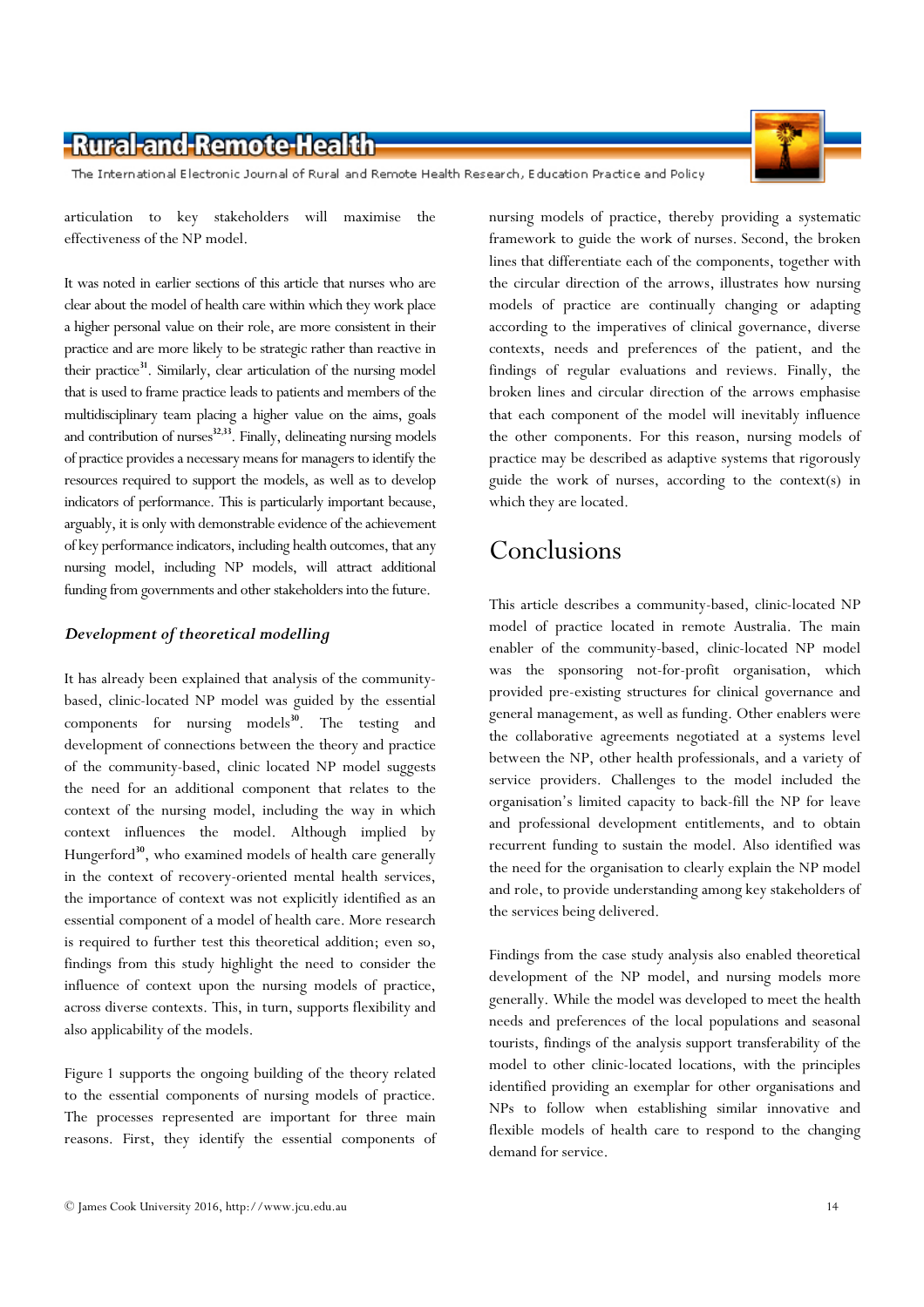articulation to key stakeholders will maximise the effectiveness of the NP model.

It was noted in earlier sections of this article that nurses who are clear about the model of health care within which they work place a higher personal value on their role, are more consistent in their practice and are more likely to be strategic rather than reactive in their practice[31]. Similarly, clear articulation of the nursing model that is used to frame practice leads to patients and members of the multidisciplinary team placing a higher value on the aims, goals and contribution of nurses[32,33]. Finally, delineating nursing models of practice provides a necessary means for managers to identify the resources required to support the models, as well as to develop indicators of performance. This is particularly important because, arguably, it is only with demonstrable evidence of the achievement of key performance indicators, including health outcomes, that any nursing model, including NP models, will attract additional funding from governments and other stakeholders into the future.

### *Development of theoretical modelling*

It has already been explained that analysis of the community-based, clinic-located NP model was guided by the essential components for nursing models[30]. The testing and development of connections between the theory and practice of the community-based, clinic located NP model suggests the need for an additional component that relates to the context of the nursing model, including the way in which context influences the model. Although implied by Hungerford[30], who examined models of health care generally in the context of recovery-oriented mental health services, the importance of context was not explicitly identified as an essential component of a model of health care. More research is required to further test this theoretical addition; even so, findings from this study highlight the need to consider the influence of context upon the nursing models of practice, across diverse contexts. This, in turn, supports flexibility and also applicability of the models.

Figure 1 supports the ongoing building of the theory related to the essential components of nursing models of practice. The processes represented are important for three main reasons. First, they identify the essential components of nursing models of practice, thereby providing a systematic framework to guide the work of nurses. Second, the broken lines that differentiate each of the components, together with the circular direction of the arrows, illustrates how nursing models of practice are continually changing or adapting according to the imperatives of clinical governance, diverse contexts, needs and preferences of the patient, and the findings of regular evaluations and reviews. Finally, the broken lines and circular direction of the arrows emphasise that each component of the model will inevitably influence the other components. For this reason, nursing models of practice may be described as adaptive systems that rigorously guide the work of nurses, according to the context(s) in which they are located.

## Conclusions

This article describes a community-based, clinic-located NP model of practice located in remote Australia. The main enabler of the community-based, clinic-located NP model was the sponsoring not-for-profit organisation, which provided pre-existing structures for clinical governance and general management, as well as funding. Other enablers were the collaborative agreements negotiated at a systems level between the NP, other health professionals, and a variety of service providers. Challenges to the model included the organisation's limited capacity to back-fill the NP for leave and professional development entitlements, and to obtain recurrent funding to sustain the model. Also identified was the need for the organisation to clearly explain the NP model and role, to provide understanding among key stakeholders of the services being delivered.

Findings from the case study analysis also enabled theoretical development of the NP model, and nursing models more generally. While the model was developed to meet the health needs and preferences of the local populations and seasonal tourists, findings of the analysis support transferability of the model to other clinic-located locations, with the principles identified providing an exemplar for other organisations and NPs to follow when establishing similar innovative and flexible models of health care to respond to the changing demand for service.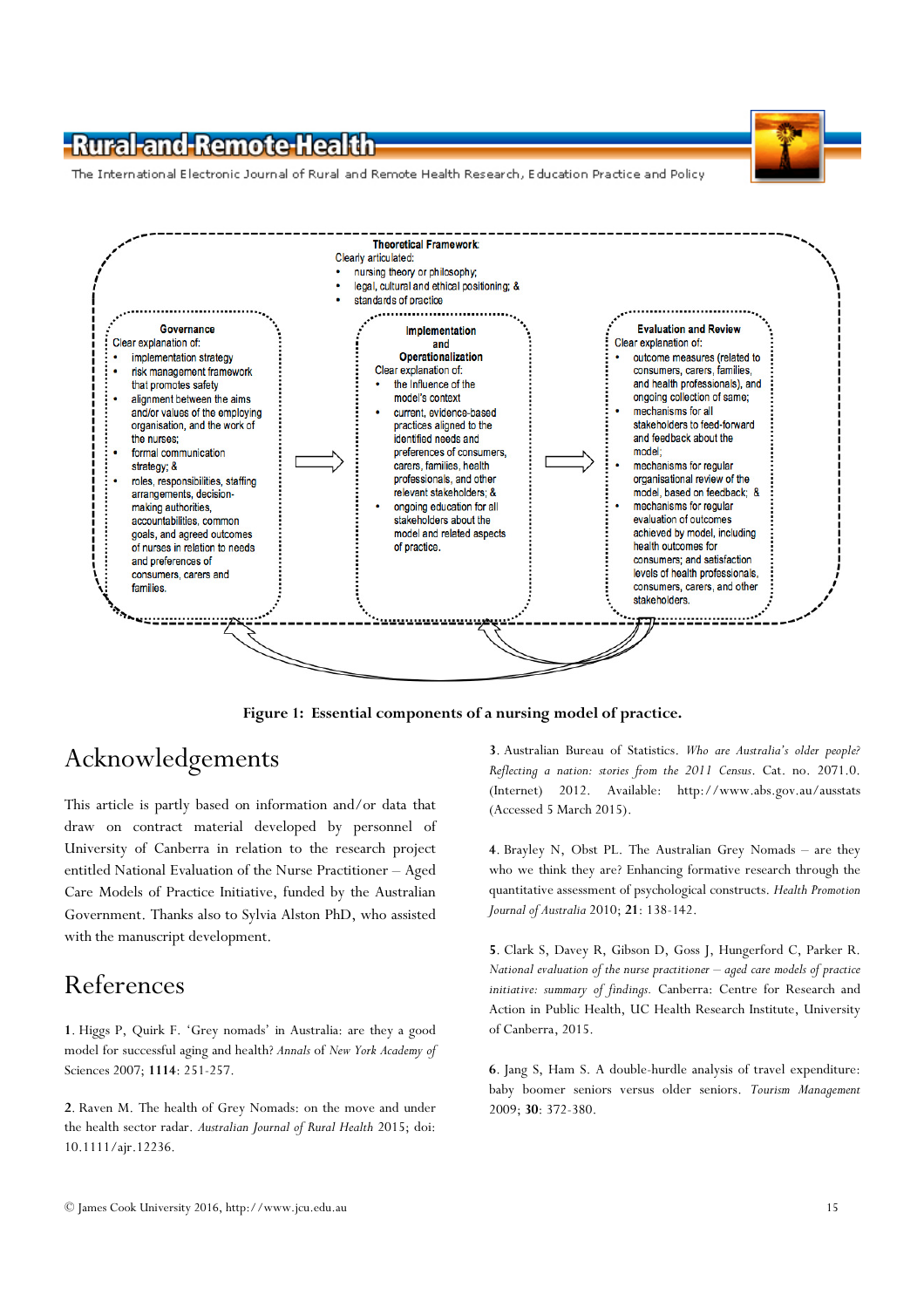**Theoretical Framework**
Clearly articulated:

- nursing theory or philosophy;
- legal, cultural and ethical positioning; &
- standards of practice

**Governance**
Clear explanation of:

- implementation strategy
- risk management framework that promotes safety
- alignment between the aims and/or values of the employing organisation, and the work of the nurses;
- formal communication strategy; &
- roles, responsibilities, staffing arrangements, decision-making authorities, accountabilities, common goals, and agreed outcomes of nurses in relation to needs and preferences of consumers, carers and families.

**Implementation and Operationalization**
Clear explanation of:

- the influence of the model's context
- current, evidence-based practices aligned to the identified needs and preferences of consumers, carers, families, health professionals, and other relevant stakeholders; &
- ongoing education for all stakeholders about the model and related aspects of practice.

**Evaluation and Review**
Clear explanation of:

- outcome measures (related to consumers, carers, families, and health professionals), and ongoing collection of same;
- mechanisms for all stakeholders to feed-forward and feedback about the model;
- mechanisms for regular organisational review of the model, based on feedback; &
- mechanisms for regular evaluation of outcomes achieved by model, including health outcomes for consumers; and satisfaction levels of health professionals, consumers, carers, and other stakeholders.

**Figure 1: Essential components of a nursing model of practice.**

## Acknowledgements

This article is partly based on information and/or data that draw on contract material developed by personnel of University of Canberra in relation to the research project entitled National Evaluation of the Nurse Practitioner – Aged Care Models of Practice Initiative, funded by the Australian Government. Thanks also to Sylvia Alston PhD, who assisted with the manuscript development.

## References

1. Higgs P, Quirk F. 'Grey nomads' in Australia: are they a good model for successful aging and health? *Annals of New York Academy of Sciences* 2007; **1114**: 251-257.

2. Raven M. The health of Grey Nomads: on the move and under the health sector radar. *Australian Journal of Rural Health* 2015; doi: 10.1111/ajr.12236.

3. Australian Bureau of Statistics. *Who are Australia's older people? Reflecting a nation: stories from the 2011 Census*. Cat. no. 2071.0. (Internet) 2012. Available: http://www.abs.gov.au/ausstats (Accessed 5 March 2015).

4. Brayley N, Obst PL. The Australian Grey Nomads – are they who we think they are? Enhancing formative research through the quantitative assessment of psychological constructs. *Health Promotion Journal of Australia* 2010; **21**: 138-142.

5. Clark S, Davey R, Gibson D, Goss J, Hungerford C, Parker R. *National evaluation of the nurse practitioner – aged care models of practice initiative: summary of findings*. Canberra: Centre for Research and Action in Public Health, UC Health Research Institute, University of Canberra, 2015.

6. Jang S, Ham S. A double-hurdle analysis of travel expenditure: baby boomer seniors versus older seniors. *Tourism Management* 2009; **30**: 372-380.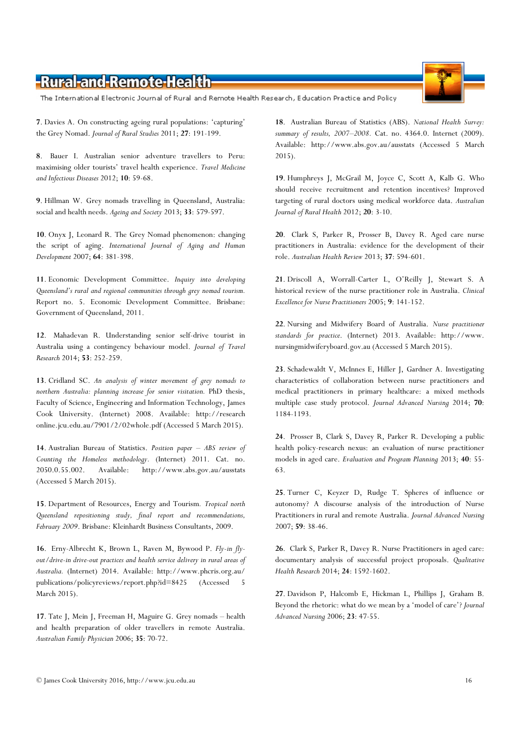**7**. Davies A. On constructing ageing rural populations: 'capturing' the Grey Nomad. *Journal of Rural Studies* 2011; **27**: 191-199.

**8**. Bauer I. Australian senior adventure travellers to Peru: maximising older tourists' travel health experience. *Travel Medicine and Infectious Diseases* 2012; **10**: 59-68.

**9**. Hillman W. Grey nomads travelling in Queensland, Australia: social and health needs. *Ageing and Society* 2013; **33**: 579-597.

**10**. Onyx J, Leonard R. The Grey Nomad phenomenon: changing the script of aging. *International Journal of Aging and Human Development* 2007; **64**: 381-398.

**11**. Economic Development Committee. *Inquiry into developing Queensland's rural and regional communities through grey nomad tourism.* Report no. 5. Economic Development Committee. Brisbane: Government of Queensland, 2011.

**12**. Mahadevan R. Understanding senior self-drive tourist in Australia using a contingency behaviour model. *Journal of Travel Research* 2014; **53**: 252-259.

**13**. Cridland SC. *An analysis of winter movement of grey nomads to northern Australia: planning increase for senior visitation.* PhD thesis, Faculty of Science, Engineering and Information Technology, James Cook University. (Internet) 2008. Available: http://researchonline.jcu.edu.au/7901/2/02whole.pdf (Accessed 5 March 2015).

**14**. Australian Bureau of Statistics. *Position paper – ABS review of Counting the Homeless methodology*. (Internet) 2011. Cat. no. 2050.0.55.002. Available: http://www.abs.gov.au/ausstats (Accessed 5 March 2015).

**15**. Department of Resources, Energy and Tourism. *Tropical north Queensland repositioning study, final report and recommendations, February 2009*. Brisbane: Kleinhardt Business Consultants, 2009.

**16**. Erny-Albrecht K, Brown L, Raven M, Bywood P. *Fly-in fly-out/drive-in drive-out practices and health service delivery in rural areas of Australia.* (Internet) 2014. Available: http://www.phcris.org.au/publications/policyreviews/report.php?id=8425 (Accessed 5 March 2015).

**17**. Tate J, Mein J, Freeman H, Maguire G. Grey nomads – health and health preparation of older travellers in remote Australia. *Australian Family Physician* 2006; **35**: 70-72.

**18**. Australian Bureau of Statistics (ABS). *National Health Survey: summary of results, 2007–2008.* Cat. no. 4364.0. Internet (2009). Available: http://www.abs.gov.au/ausstats (Accessed 5 March 2015).

**19**. Humphreys J, McGrail M, Joyce C, Scott A, Kalb G. Who should receive recruitment and retention incentives? Improved targeting of rural doctors using medical workforce data. *Australian Journal of Rural Health* 2012; **20**: 3-10.

**20**. Clark S, Parker R, Prosser B, Davey R. Aged care nurse practitioners in Australia: evidence for the development of their role. *Australian Health Review* 2013; **37**: 594-601.

**21**. Driscoll A, Worrall-Carter L, O'Reilly J, Stewart S. A historical review of the nurse practitioner role in Australia. *Clinical Excellence for Nurse Practitioners* 2005; **9**: 141-152.

**22**. Nursing and Midwifery Board of Australia. *Nurse practitioner standards for practice*. (Internet) 2013. Available: http://www.nursingmidwiferyboard.gov.au (Accessed 5 March 2015).

**23**. Schadewaldt V, McInnes E, Hiller J, Gardner A. Investigating characteristics of collaboration between nurse practitioners and medical practitioners in primary healthcare: a mixed methods multiple case study protocol. *Journal Advanced Nursing* 2014; **70**: 1184-1193.

**24**. Prosser B, Clark S, Davey R, Parker R. Developing a public health policy-research nexus: an evaluation of nurse practitioner models in aged care. *Evaluation and Program Planning* 2013; **40**: 55-63.

**25**. Turner C, Keyzer D, Rudge T. Spheres of influence or autonomy? A discourse analysis of the introduction of Nurse Practitioners in rural and remote Australia. *Journal Advanced Nursing* 2007; **59**: 38-46.

**26**. Clark S, Parker R, Davey R. Nurse Practitioners in aged care: documentary analysis of successful project proposals. *Qualitative Health Research* 2014; **24**: 1592-1602.

**27**. Davidson P, Halcomb E, Hickman L, Phillips J, Graham B. Beyond the rhetoric: what do we mean by a 'model of care'? *Journal Advanced Nursing* 2006; **23**: 47-55.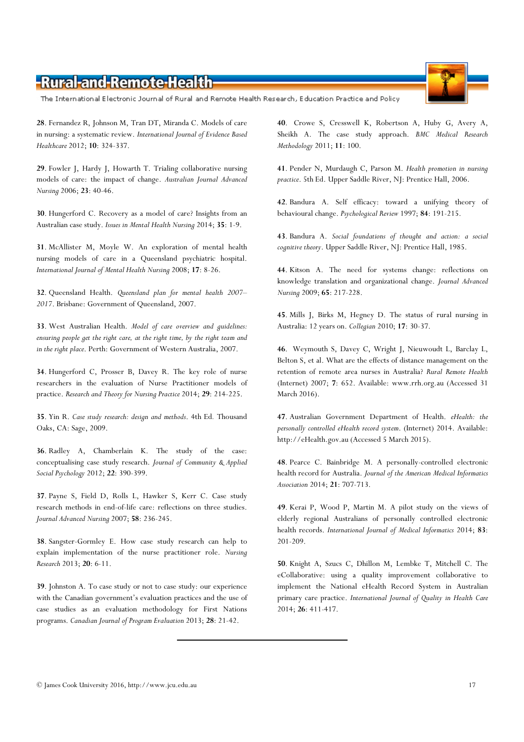**28**. Fernandez R, Johnson M, Tran DT, Miranda C. Models of care in nursing: a systematic review. *International Journal of Evidence Based Healthcare* 2012; **10**: 324-337.

**29**. Fowler J, Hardy J, Howarth T. Trialing collaborative nursing models of care: the impact of change. *Australian Journal Advanced Nursing* 2006; **23**: 40-46.

**30**. Hungerford C. Recovery as a model of care? Insights from an Australian case study. *Issues in Mental Health Nursing* 2014; **35**: 1-9.

**31**. McAllister M, Moyle W. An exploration of mental health nursing models of care in a Queensland psychiatric hospital. *International Journal of Mental Health Nursing* 2008; **17**: 8-26.

**32**. Queensland Health. *Queensland plan for mental health 2007–2017*. Brisbane: Government of Queensland, 2007.

**33**. West Australian Health. *Model of care overview and guidelines: ensuring people get the right care, at the right time, by the right team and in the right place*. Perth: Government of Western Australia, 2007.

**34**. Hungerford C, Prosser B, Davey R. The key role of nurse researchers in the evaluation of Nurse Practitioner models of practice. *Research and Theory for Nursing Practice* 2014; **29**: 214-225.

**35**. Yin R. *Case study research: design and methods*. 4th Ed. Thousand Oaks, CA: Sage, 2009.

**36**. Radley A, Chamberlain K. The study of the case: conceptualising case study research. *Journal of Community & Applied Social Psychology* 2012; **22**: 390-399.

**37**. Payne S, Field D, Rolls L, Hawker S, Kerr C. Case study research methods in end-of-life care: reflections on three studies. *Journal Advanced Nursing* 2007; **58**: 236-245.

**38**. Sangster-Gormley E. How case study research can help to explain implementation of the nurse practitioner role. *Nursing Research* 2013; **20**: 6-11.

**39**. Johnston A. To case study or not to case study: our experience with the Canadian government's evaluation practices and the use of case studies as an evaluation methodology for First Nations programs. *Canadian Journal of Program Evaluation* 2013; **28**: 21-42.

**40**. Crowe S, Cresswell K, Robertson A, Huby G, Avery A, Sheikh A. The case study approach. *BMC Medical Research Methodology* 2011; **11**: 100.

**41**. Pender N, Murdaugh C, Parson M. *Health promotion in nursing practice*. 5th Ed. Upper Saddle River, NJ: Prentice Hall, 2006.

**42**. Bandura A. Self efficacy: toward a unifying theory of behavioural change. *Psychological Review* 1997; **84**: 191-215.

**43**. Bandura A. *Social foundations of thought and action: a social cognitive theory*. Upper Saddle River, NJ: Prentice Hall, 1985.

**44**. Kitson A. The need for systems change: reflections on knowledge translation and organizational change. *Journal Advanced Nursing* 2009; **65**: 217-228.

**45**. Mills J, Birks M, Hegney D. The status of rural nursing in Australia: 12 years on. *Collegian* 2010; **17**: 30-37.

**46**. Weymouth S, Davey C, Wright J, Nieuwoudt L, Barclay L, Belton S, et al. What are the effects of distance management on the retention of remote area nurses in Australia? *Rural Remote Health* (Internet) 2007; **7**: 652. Available: www.rrh.org.au (Accessed 31 March 2016).

**47**. Australian Government Department of Health. *eHealth: the personally controlled eHealth record system*. (Internet) 2014. Available: http://eHealth.gov.au (Accessed 5 March 2015).

**48**. Pearce C. Bainbridge M. A personally-controlled electronic health record for Australia. *Journal of the American Medical Informatics Association* 2014; **21**: 707-713.

**49**. Kerai P, Wood P, Martin M. A pilot study on the views of elderly regional Australians of personally controlled electronic health records. *International Journal of Medical Informatics* 2014; **83**: 201-209.

**50**. Knight A, Szucs C, Dhillon M, Lembke T, Mitchell C. The eCollaborative: using a quality improvement collaborative to implement the National eHealth Record System in Australian primary care practice. *International Journal of Quality in Health Care* 2014; **26**: 411-417.